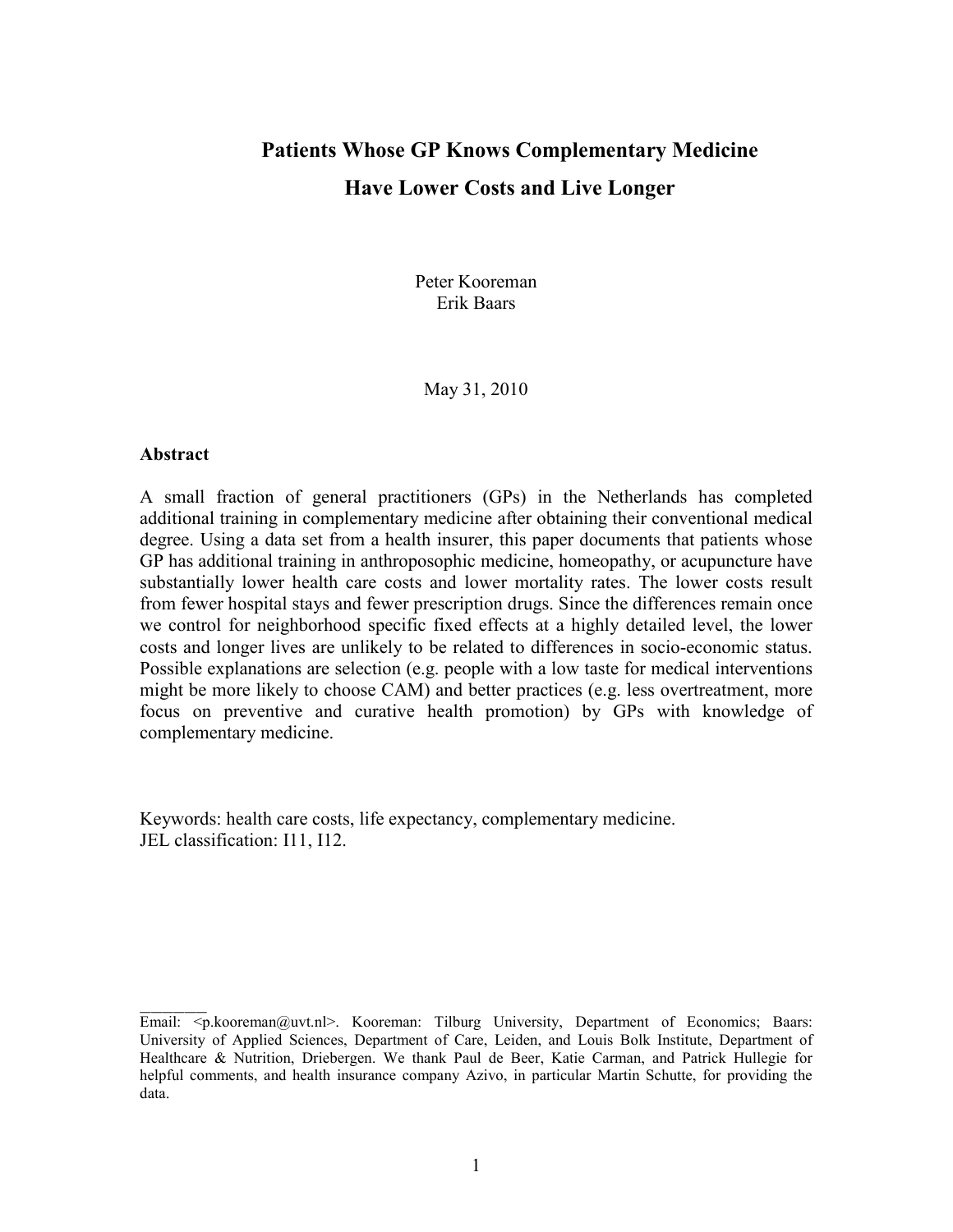# Patients Whose GP Knows Complementary Medicine Have Lower Costs and Live Longer

Peter Kooreman
Erik Baars

May 31, 2010

## Abstract

A small fraction of general practitioners (GPs) in the Netherlands has completed additional training in complementary medicine after obtaining their conventional medical degree. Using a data set from a health insurer, this paper documents that patients whose GP has additional training in anthroposophic medicine, homeopathy, or acupuncture have substantially lower health care costs and lower mortality rates. The lower costs result from fewer hospital stays and fewer prescription drugs. Since the differences remain once we control for neighborhood specific fixed effects at a highly detailed level, the lower costs and longer lives are unlikely to be related to differences in socio-economic status. Possible explanations are selection (e.g. people with a low taste for medical interventions might be more likely to choose CAM) and better practices (e.g. less overtreatment, more focus on preventive and curative health promotion) by GPs with knowledge of complementary medicine.

Keywords: health care costs, life expectancy, complementary medicine.
JEL classification: I11, I12.

---

Email: <p.kooreman@uvt.nl>. Kooreman: Tilburg University, Department of Economics; Baars: University of Applied Sciences, Department of Care, Leiden, and Louis Bolk Institute, Department of Healthcare & Nutrition, Driebergen. We thank Paul de Beer, Katie Carman, and Patrick Hullegie for helpful comments, and health insurance company Azivo, in particular Martin Schutte, for providing the data.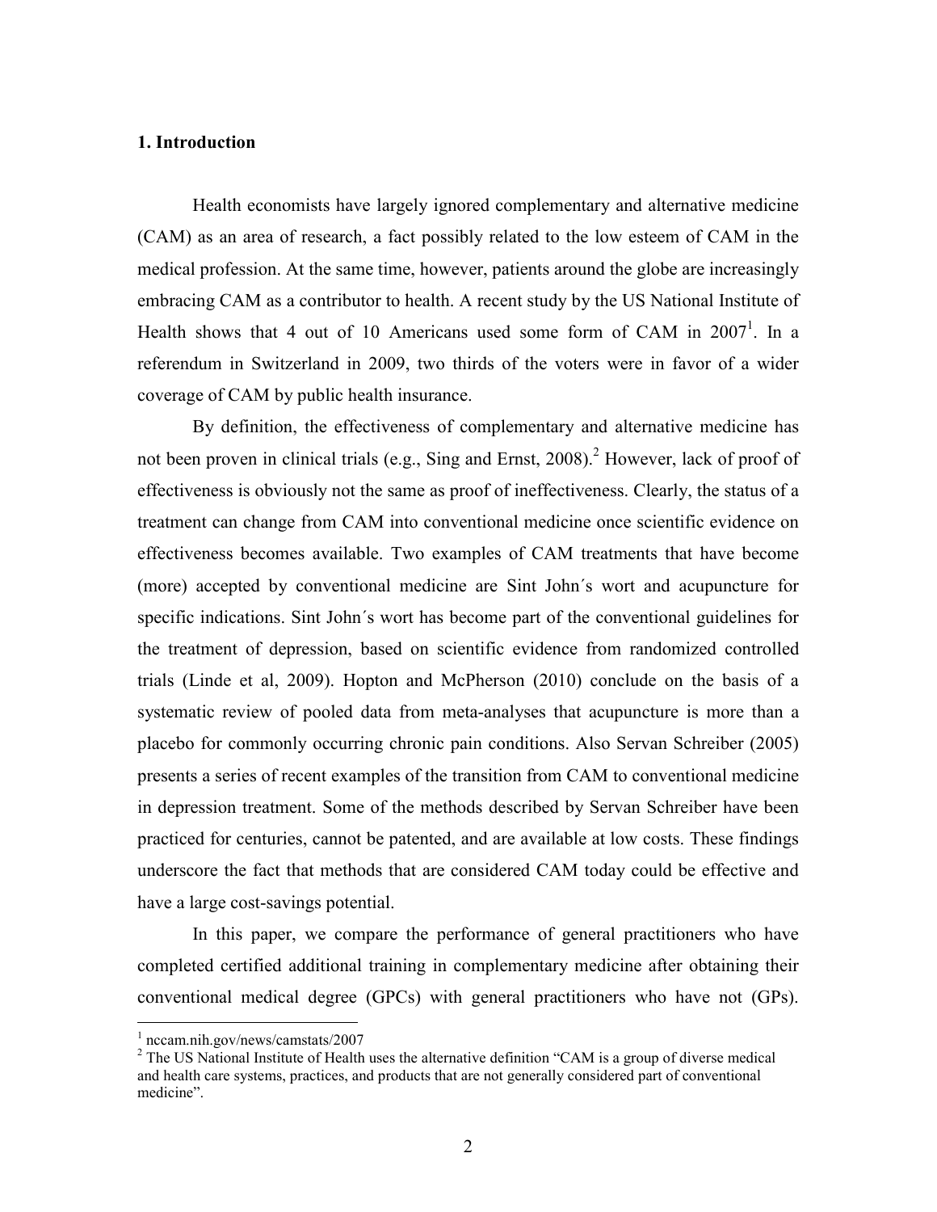## 1. Introduction

Health economists have largely ignored complementary and alternative medicine (CAM) as an area of research, a fact possibly related to the low esteem of CAM in the medical profession. At the same time, however, patients around the globe are increasingly embracing CAM as a contributor to health. A recent study by the US National Institute of Health shows that 4 out of 10 Americans used some form of CAM in 2007[1]. In a referendum in Switzerland in 2009, two thirds of the voters were in favor of a wider coverage of CAM by public health insurance.

By definition, the effectiveness of complementary and alternative medicine has not been proven in clinical trials (e.g., Sing and Ernst, 2008).[2] However, lack of proof of effectiveness is obviously not the same as proof of ineffectiveness. Clearly, the status of a treatment can change from CAM into conventional medicine once scientific evidence on effectiveness becomes available. Two examples of CAM treatments that have become (more) accepted by conventional medicine are Sint John´s wort and acupuncture for specific indications. Sint John´s wort has become part of the conventional guidelines for the treatment of depression, based on scientific evidence from randomized controlled trials (Linde et al, 2009). Hopton and McPherson (2010) conclude on the basis of a systematic review of pooled data from meta-analyses that acupuncture is more than a placebo for commonly occurring chronic pain conditions. Also Servan Schreiber (2005) presents a series of recent examples of the transition from CAM to conventional medicine in depression treatment. Some of the methods described by Servan Schreiber have been practiced for centuries, cannot be patented, and are available at low costs. These findings underscore the fact that methods that are considered CAM today could be effective and have a large cost-savings potential.

In this paper, we compare the performance of general practitioners who have completed certified additional training in complementary medicine after obtaining their conventional medical degree (GPCs) with general practitioners who have not (GPs).

[1] nccam.nih.gov/news/camstats/2007

[2] The US National Institute of Health uses the alternative definition "CAM is a group of diverse medical and health care systems, practices, and products that are not generally considered part of conventional medicine".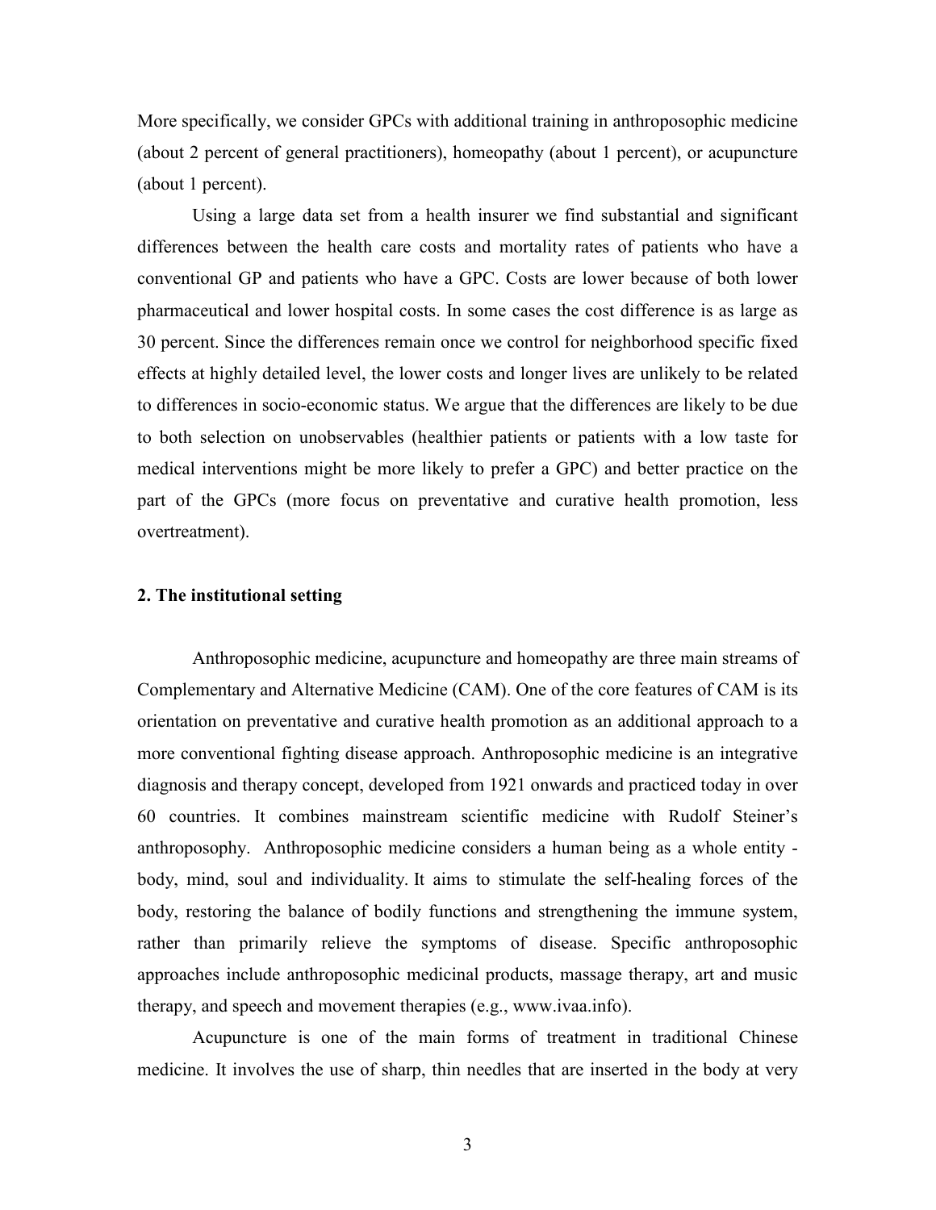More specifically, we consider GPCs with additional training in anthroposophic medicine (about 2 percent of general practitioners), homeopathy (about 1 percent), or acupuncture (about 1 percent).

Using a large data set from a health insurer we find substantial and significant differences between the health care costs and mortality rates of patients who have a conventional GP and patients who have a GPC. Costs are lower because of both lower pharmaceutical and lower hospital costs. In some cases the cost difference is as large as 30 percent. Since the differences remain once we control for neighborhood specific fixed effects at highly detailed level, the lower costs and longer lives are unlikely to be related to differences in socio-economic status. We argue that the differences are likely to be due to both selection on unobservables (healthier patients or patients with a low taste for medical interventions might be more likely to prefer a GPC) and better practice on the part of the GPCs (more focus on preventative and curative health promotion, less overtreatment).

## 2. The institutional setting

Anthroposophic medicine, acupuncture and homeopathy are three main streams of Complementary and Alternative Medicine (CAM). One of the core features of CAM is its orientation on preventative and curative health promotion as an additional approach to a more conventional fighting disease approach. Anthroposophic medicine is an integrative diagnosis and therapy concept, developed from 1921 onwards and practiced today in over 60 countries. It combines mainstream scientific medicine with Rudolf Steiner's anthroposophy. Anthroposophic medicine considers a human being as a whole entity - body, mind, soul and individuality. It aims to stimulate the self-healing forces of the body, restoring the balance of bodily functions and strengthening the immune system, rather than primarily relieve the symptoms of disease. Specific anthroposophic approaches include anthroposophic medicinal products, massage therapy, art and music therapy, and speech and movement therapies (e.g., www.ivaa.info).

Acupuncture is one of the main forms of treatment in traditional Chinese medicine. It involves the use of sharp, thin needles that are inserted in the body at very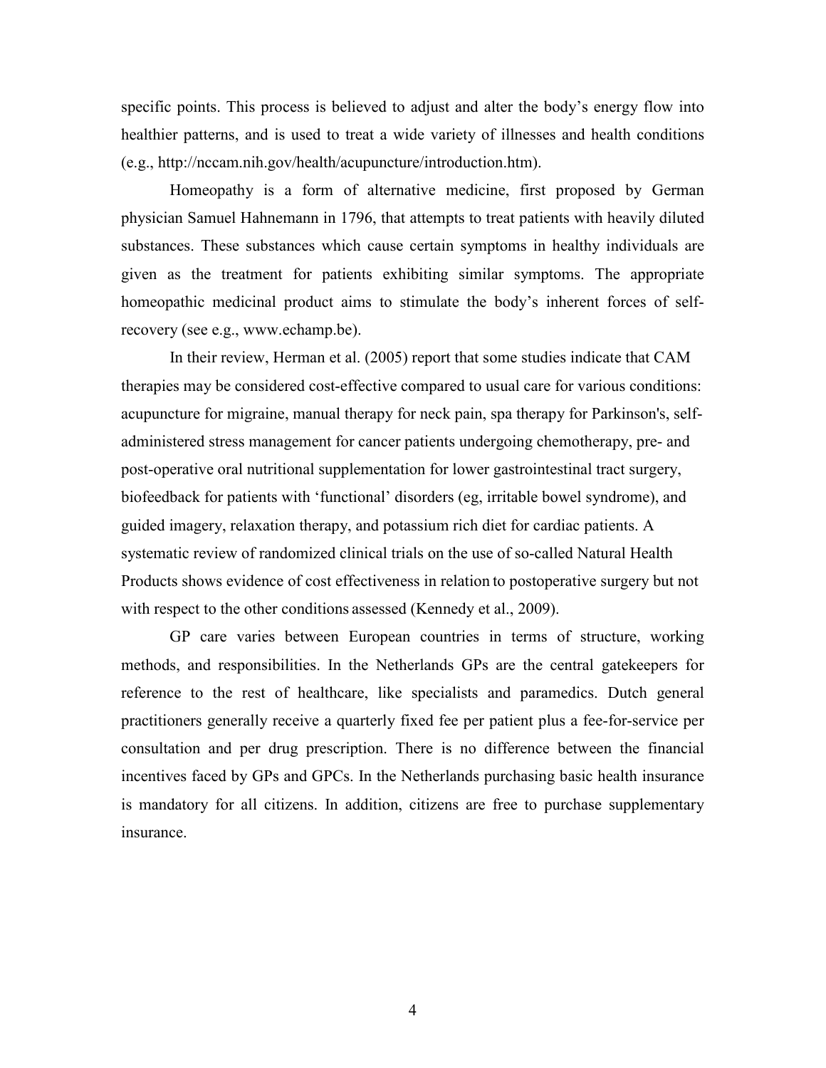specific points. This process is believed to adjust and alter the body's energy flow into healthier patterns, and is used to treat a wide variety of illnesses and health conditions (e.g., http://nccam.nih.gov/health/acupuncture/introduction.htm).

Homeopathy is a form of alternative medicine, first proposed by German physician Samuel Hahnemann in 1796, that attempts to treat patients with heavily diluted substances. These substances which cause certain symptoms in healthy individuals are given as the treatment for patients exhibiting similar symptoms. The appropriate homeopathic medicinal product aims to stimulate the body's inherent forces of self-recovery (see e.g., www.echamp.be).

In their review, Herman et al. (2005) report that some studies indicate that CAM therapies may be considered cost-effective compared to usual care for various conditions: acupuncture for migraine, manual therapy for neck pain, spa therapy for Parkinson's, self-administered stress management for cancer patients undergoing chemotherapy, pre- and post-operative oral nutritional supplementation for lower gastrointestinal tract surgery, biofeedback for patients with 'functional' disorders (eg, irritable bowel syndrome), and guided imagery, relaxation therapy, and potassium rich diet for cardiac patients. A systematic review of randomized clinical trials on the use of so-called Natural Health Products shows evidence of cost effectiveness in relation to postoperative surgery but not with respect to the other conditions assessed (Kennedy et al., 2009).

GP care varies between European countries in terms of structure, working methods, and responsibilities. In the Netherlands GPs are the central gatekeepers for reference to the rest of healthcare, like specialists and paramedics. Dutch general practitioners generally receive a quarterly fixed fee per patient plus a fee-for-service per consultation and per drug prescription. There is no difference between the financial incentives faced by GPs and GPCs. In the Netherlands purchasing basic health insurance is mandatory for all citizens. In addition, citizens are free to purchase supplementary insurance.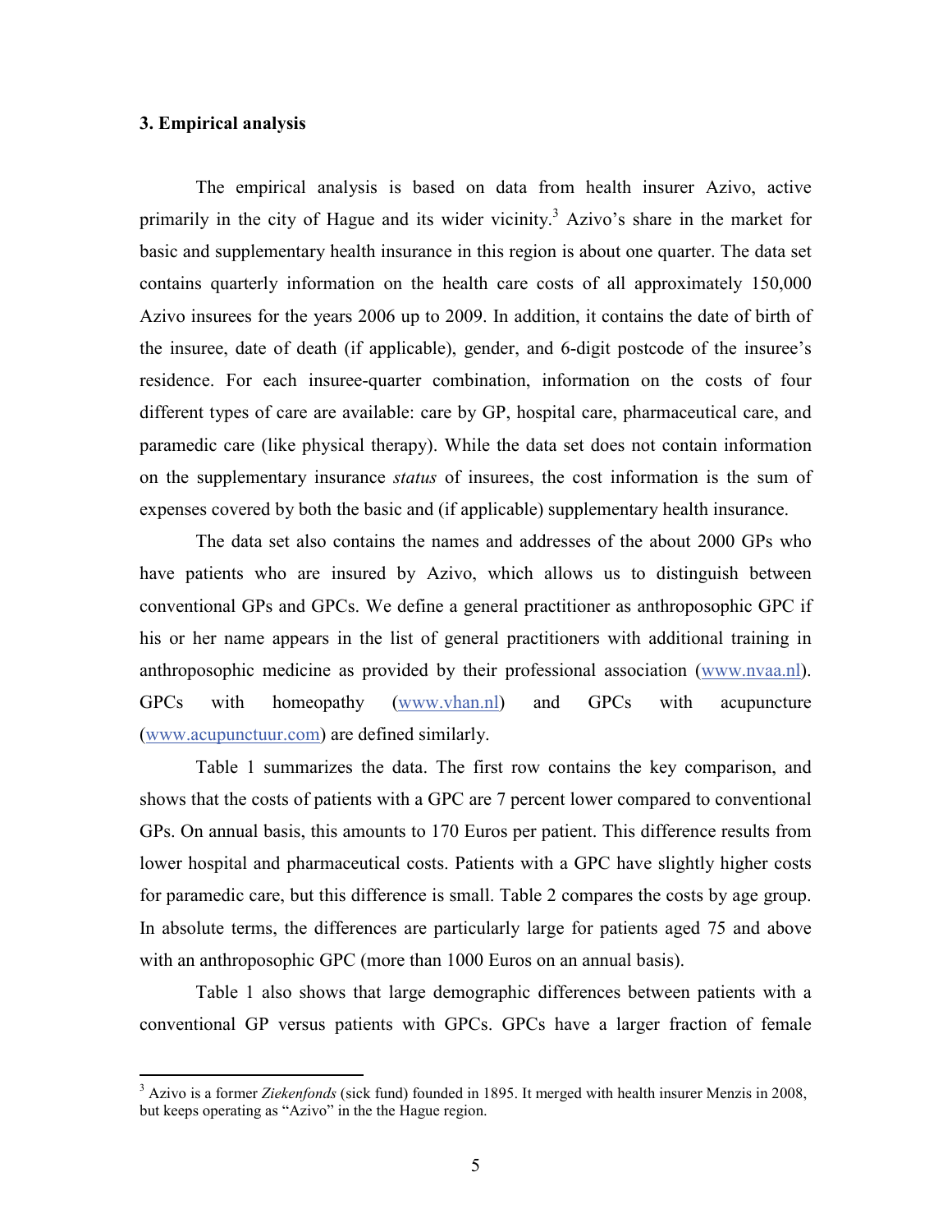### 3. Empirical analysis

The empirical analysis is based on data from health insurer Azivo, active primarily in the city of Hague and its wider vicinity.[3] Azivo's share in the market for basic and supplementary health insurance in this region is about one quarter. The data set contains quarterly information on the health care costs of all approximately 150,000 Azivo insurees for the years 2006 up to 2009. In addition, it contains the date of birth of the insuree, date of death (if applicable), gender, and 6-digit postcode of the insuree's residence. For each insuree-quarter combination, information on the costs of four different types of care are available: care by GP, hospital care, pharmaceutical care, and paramedic care (like physical therapy). While the data set does not contain information on the supplementary insurance *status* of insurees, the cost information is the sum of expenses covered by both the basic and (if applicable) supplementary health insurance.

The data set also contains the names and addresses of the about 2000 GPs who have patients who are insured by Azivo, which allows us to distinguish between conventional GPs and GPCs. We define a general practitioner as anthroposophic GPC if his or her name appears in the list of general practitioners with additional training in anthroposophic medicine as provided by their professional association (www.nvaa.nl). GPCs with homeopathy (www.vhan.nl) and GPCs with acupuncture (www.acupunctuur.com) are defined similarly.

Table 1 summarizes the data. The first row contains the key comparison, and shows that the costs of patients with a GPC are 7 percent lower compared to conventional GPs. On annual basis, this amounts to 170 Euros per patient. This difference results from lower hospital and pharmaceutical costs. Patients with a GPC have slightly higher costs for paramedic care, but this difference is small. Table 2 compares the costs by age group. In absolute terms, the differences are particularly large for patients aged 75 and above with an anthroposophic GPC (more than 1000 Euros on an annual basis).

Table 1 also shows that large demographic differences between patients with a conventional GP versus patients with GPCs. GPCs have a larger fraction of female

---

[3] Azivo is a former *Ziekenfonds* (sick fund) founded in 1895. It merged with health insurer Menzis in 2008, but keeps operating as "Azivo" in the the Hague region.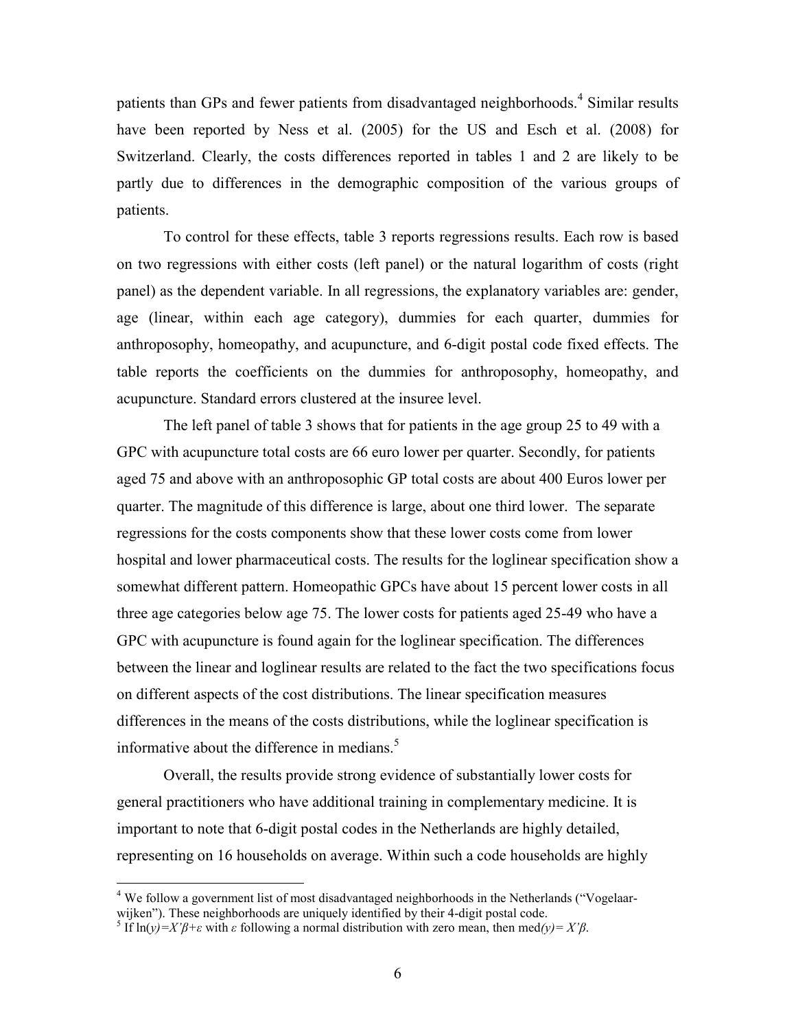patients than GPs and fewer patients from disadvantaged neighborhoods.[4] Similar results have been reported by Ness et al. (2005) for the US and Esch et al. (2008) for Switzerland. Clearly, the costs differences reported in tables 1 and 2 are likely to be partly due to differences in the demographic composition of the various groups of patients.

To control for these effects, table 3 reports regressions results. Each row is based on two regressions with either costs (left panel) or the natural logarithm of costs (right panel) as the dependent variable. In all regressions, the explanatory variables are: gender, age (linear, within each age category), dummies for each quarter, dummies for anthroposophy, homeopathy, and acupuncture, and 6-digit postal code fixed effects. The table reports the coefficients on the dummies for anthroposophy, homeopathy, and acupuncture. Standard errors clustered at the insuree level.

The left panel of table 3 shows that for patients in the age group 25 to 49 with a GPC with acupuncture total costs are 66 euro lower per quarter. Secondly, for patients aged 75 and above with an anthroposophic GP total costs are about 400 Euros lower per quarter. The magnitude of this difference is large, about one third lower. The separate regressions for the costs components show that these lower costs come from lower hospital and lower pharmaceutical costs. The results for the loglinear specification show a somewhat different pattern. Homeopathic GPCs have about 15 percent lower costs in all three age categories below age 75. The lower costs for patients aged 25-49 who have a GPC with acupuncture is found again for the loglinear specification. The differences between the linear and loglinear results are related to the fact the two specifications focus on different aspects of the cost distributions. The linear specification measures differences in the means of the costs distributions, while the loglinear specification is informative about the difference in medians.[5]

Overall, the results provide strong evidence of substantially lower costs for general practitioners who have additional training in complementary medicine. It is important to note that 6-digit postal codes in the Netherlands are highly detailed, representing on 16 households on average. Within such a code households are highly

---

[4] We follow a government list of most disadvantaged neighborhoods in the Netherlands ("Vogelaar-wijken"). These neighborhoods are uniquely identified by their 4-digit postal code.

[5] If $\ln(y)=X'\beta+\varepsilon$ with $\varepsilon$ following a normal distribution with zero mean, then $\text{med}(y)= X'\beta$.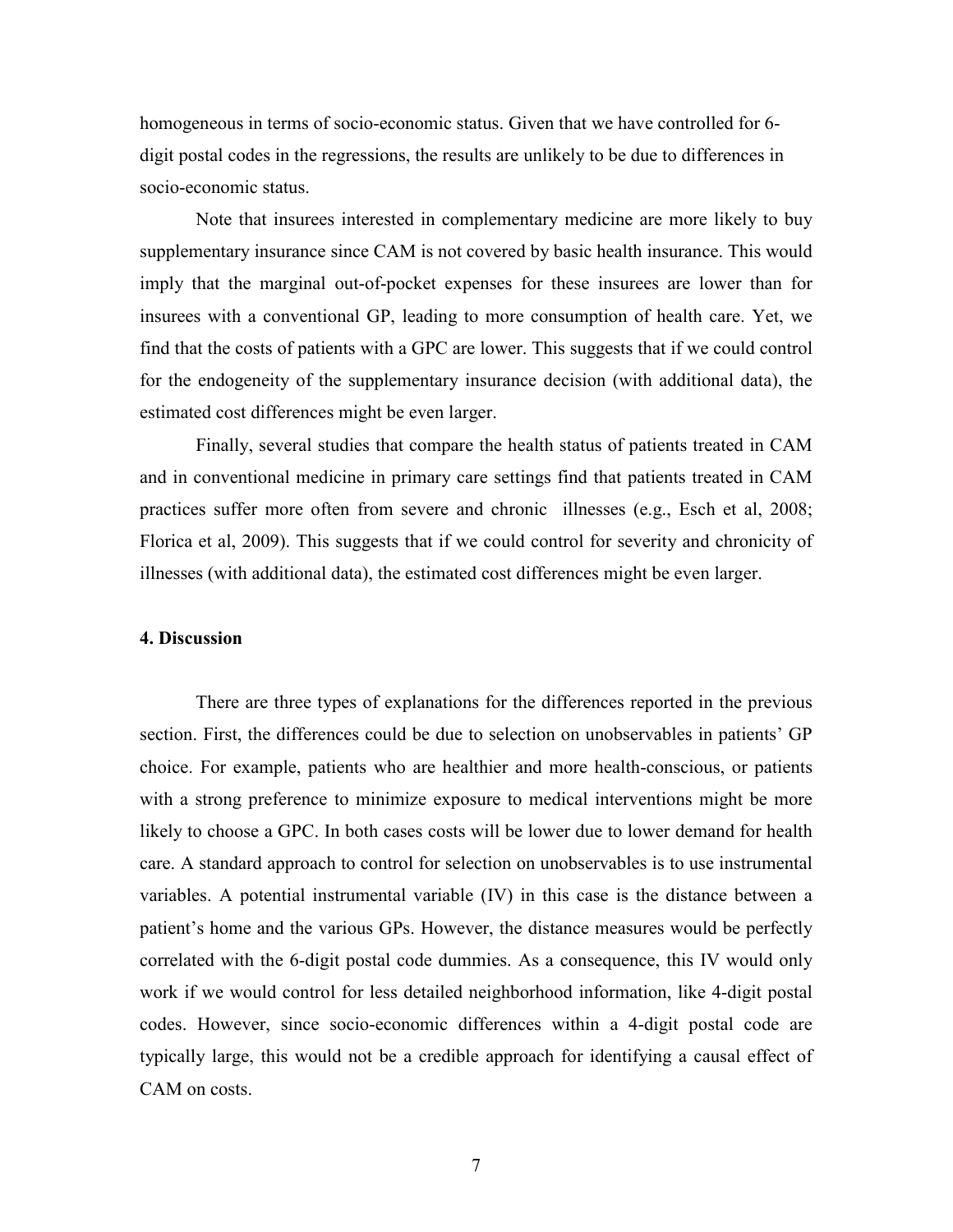homogeneous in terms of socio-economic status. Given that we have controlled for 6-digit postal codes in the regressions, the results are unlikely to be due to differences in socio-economic status.

Note that insurees interested in complementary medicine are more likely to buy supplementary insurance since CAM is not covered by basic health insurance. This would imply that the marginal out-of-pocket expenses for these insurees are lower than for insurees with a conventional GP, leading to more consumption of health care. Yet, we find that the costs of patients with a GPC are lower. This suggests that if we could control for the endogeneity of the supplementary insurance decision (with additional data), the estimated cost differences might be even larger.

Finally, several studies that compare the health status of patients treated in CAM and in conventional medicine in primary care settings find that patients treated in CAM practices suffer more often from severe and chronic illnesses (e.g., Esch et al, 2008; Florica et al, 2009). This suggests that if we could control for severity and chronicity of illnesses (with additional data), the estimated cost differences might be even larger.

## 4. Discussion

There are three types of explanations for the differences reported in the previous section. First, the differences could be due to selection on unobservables in patients' GP choice. For example, patients who are healthier and more health-conscious, or patients with a strong preference to minimize exposure to medical interventions might be more likely to choose a GPC. In both cases costs will be lower due to lower demand for health care. A standard approach to control for selection on unobservables is to use instrumental variables. A potential instrumental variable (IV) in this case is the distance between a patient's home and the various GPs. However, the distance measures would be perfectly correlated with the 6-digit postal code dummies. As a consequence, this IV would only work if we would control for less detailed neighborhood information, like 4-digit postal codes. However, since socio-economic differences within a 4-digit postal code are typically large, this would not be a credible approach for identifying a causal effect of CAM on costs.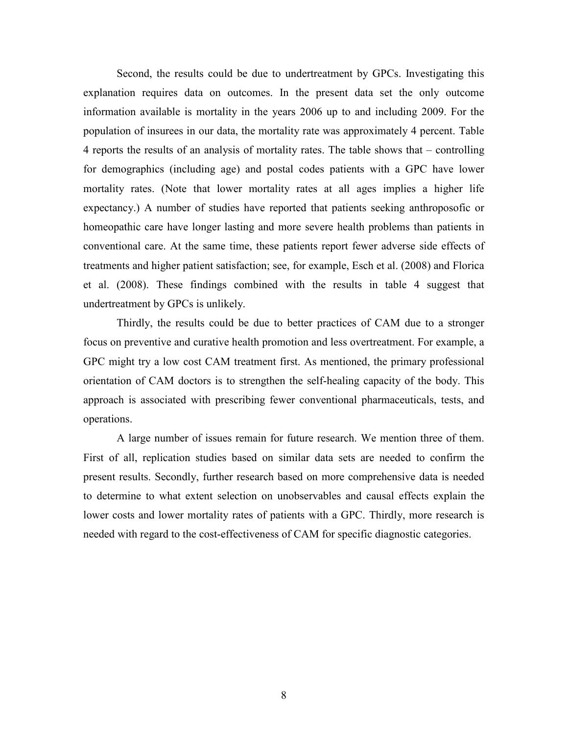Second, the results could be due to undertreatment by GPCs. Investigating this explanation requires data on outcomes. In the present data set the only outcome information available is mortality in the years 2006 up to and including 2009. For the population of insurees in our data, the mortality rate was approximately 4 percent. Table 4 reports the results of an analysis of mortality rates. The table shows that – controlling for demographics (including age) and postal codes patients with a GPC have lower mortality rates. (Note that lower mortality rates at all ages implies a higher life expectancy.) A number of studies have reported that patients seeking anthroposofic or homeopathic care have longer lasting and more severe health problems than patients in conventional care. At the same time, these patients report fewer adverse side effects of treatments and higher patient satisfaction; see, for example, Esch et al. (2008) and Florica et al. (2008). These findings combined with the results in table 4 suggest that undertreatment by GPCs is unlikely.

Thirdly, the results could be due to better practices of CAM due to a stronger focus on preventive and curative health promotion and less overtreatment. For example, a GPC might try a low cost CAM treatment first. As mentioned, the primary professional orientation of CAM doctors is to strengthen the self-healing capacity of the body. This approach is associated with prescribing fewer conventional pharmaceuticals, tests, and operations.

A large number of issues remain for future research. We mention three of them. First of all, replication studies based on similar data sets are needed to confirm the present results. Secondly, further research based on more comprehensive data is needed to determine to what extent selection on unobservables and causal effects explain the lower costs and lower mortality rates of patients with a GPC. Thirdly, more research is needed with regard to the cost-effectiveness of CAM for specific diagnostic categories.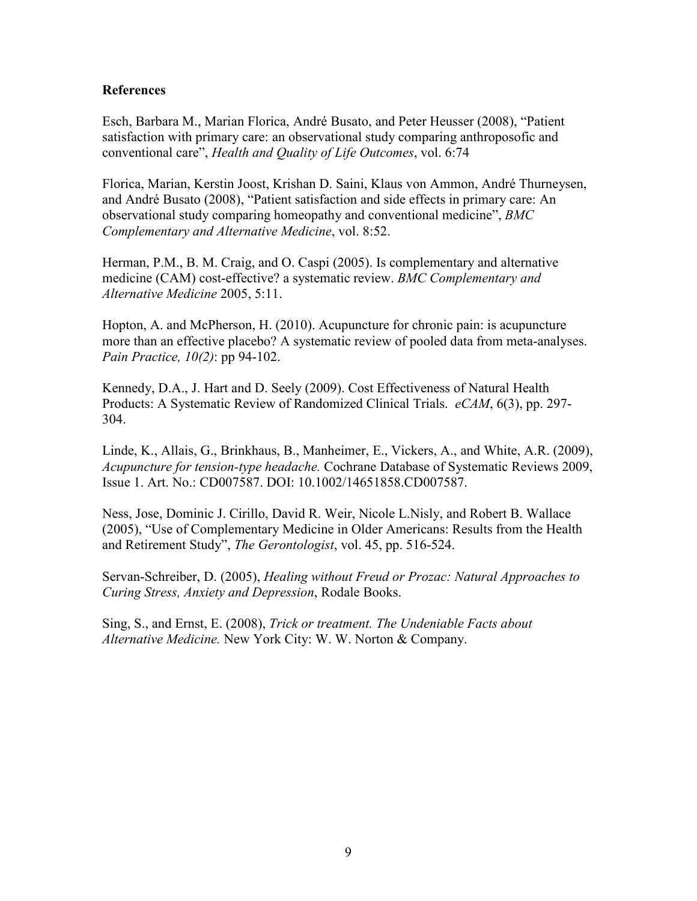**References**

Esch, Barbara M., Marian Florica, André Busato, and Peter Heusser (2008), "Patient satisfaction with primary care: an observational study comparing anthroposofic and conventional care", *Health and Quality of Life Outcomes*, vol. 6:74

Florica, Marian, Kerstin Joost, Krishan D. Saini, Klaus von Ammon, André Thurneysen, and André Busato (2008), "Patient satisfaction and side effects in primary care: An observational study comparing homeopathy and conventional medicine", *BMC Complementary and Alternative Medicine*, vol. 8:52.

Herman, P.M., B. M. Craig, and O. Caspi (2005). Is complementary and alternative medicine (CAM) cost-effective? a systematic review. *BMC Complementary and Alternative Medicine* 2005, 5:11.

Hopton, A. and McPherson, H. (2010). Acupuncture for chronic pain: is acupuncture more than an effective placebo? A systematic review of pooled data from meta-analyses. *Pain Practice, 10(2)*: pp 94-102.

Kennedy, D.A., J. Hart and D. Seely (2009). Cost Effectiveness of Natural Health Products: A Systematic Review of Randomized Clinical Trials. *eCAM*, 6(3), pp. 297-304.

Linde, K., Allais, G., Brinkhaus, B., Manheimer, E., Vickers, A., and White, A.R. (2009), *Acupuncture for tension-type headache.* Cochrane Database of Systematic Reviews 2009, Issue 1. Art. No.: CD007587. DOI: 10.1002/14651858.CD007587.

Ness, Jose, Dominic J. Cirillo, David R. Weir, Nicole L.Nisly, and Robert B. Wallace (2005), "Use of Complementary Medicine in Older Americans: Results from the Health and Retirement Study", *The Gerontologist*, vol. 45, pp. 516-524.

Servan-Schreiber, D. (2005), *Healing without Freud or Prozac: Natural Approaches to Curing Stress, Anxiety and Depression*, Rodale Books.

Sing, S., and Ernst, E. (2008), *Trick or treatment. The Undeniable Facts about Alternative Medicine.* New York City: W. W. Norton & Company.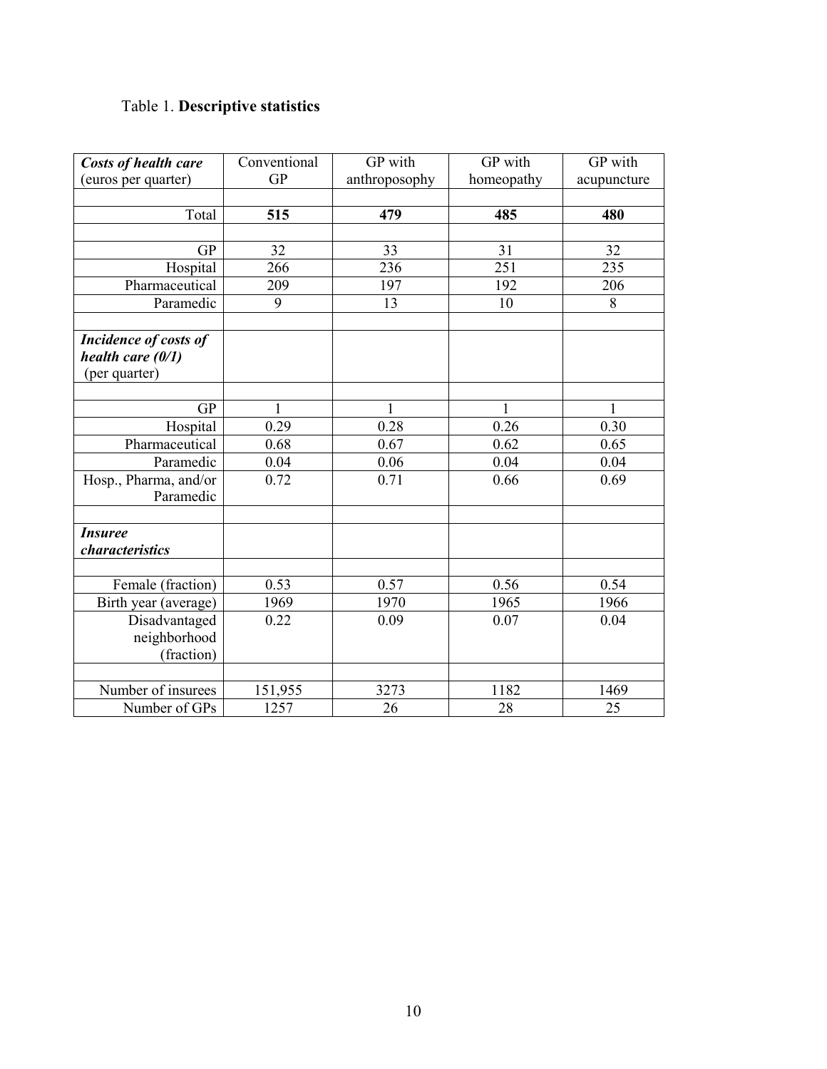Table 1. **Descriptive statistics**

| ***Costs of health care*** (euros per quarter) | Conventional GP | GP with anthroposophy | GP with homeopathy | GP with acupuncture |
|---|---|---|---|---|
| | | | | |
| Total | **515** | **479** | **485** | **480** |
| | | | | |
| GP | 32 | 33 | 31 | 32 |
| Hospital | 266 | 236 | 251 | 235 |
| Pharmaceutical | 209 | 197 | 192 | 206 |
| Paramedic | 9 | 13 | 10 | 8 |
| | | | | |
| ***Incidence of costs of health care (0/1)*** (per quarter) | | | | |
| | | | | |
| GP | 1 | 1 | 1 | 1 |
| Hospital | 0.29 | 0.28 | 0.26 | 0.30 |
| Pharmaceutical | 0.68 | 0.67 | 0.62 | 0.65 |
| Paramedic | 0.04 | 0.06 | 0.04 | 0.04 |
| Hosp., Pharma, and/or Paramedic | 0.72 | 0.71 | 0.66 | 0.69 |
| | | | | |
| ***Insuree characteristics*** | | | | |
| | | | | |
| Female (fraction) | 0.53 | 0.57 | 0.56 | 0.54 |
| Birth year (average) | 1969 | 1970 | 1965 | 1966 |
| Disadvantaged neighborhood (fraction) | 0.22 | 0.09 | 0.07 | 0.04 |
| | | | | |
| Number of insurees | 151,955 | 3273 | 1182 | 1469 |
| Number of GPs | 1257 | 26 | 28 | 25 |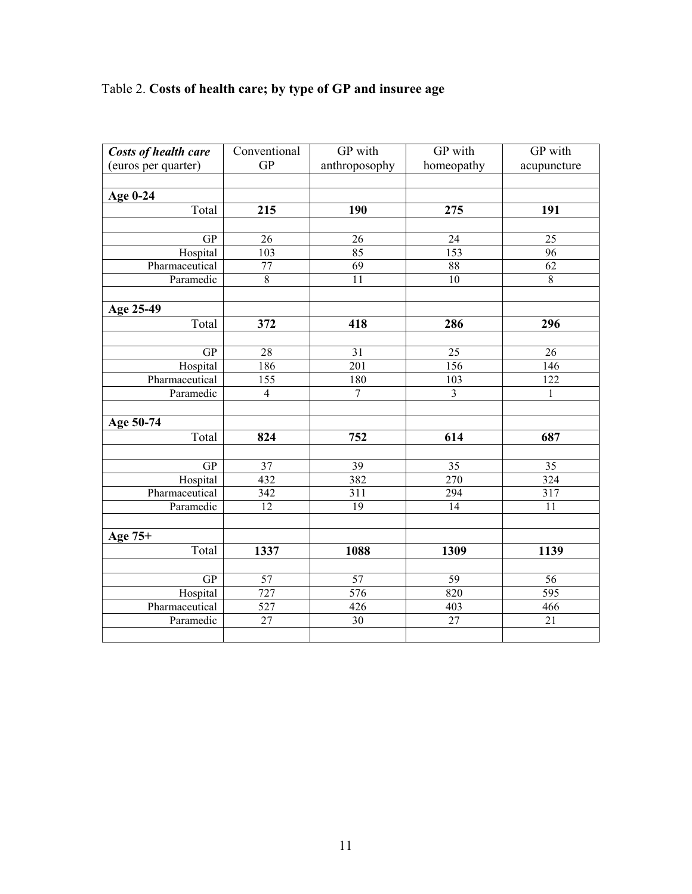Table 2. **Costs of health care; by type of GP and insuree age**

| ***Costs of health care*** (euros per quarter) | Conventional GP | GP with anthroposophy | GP with homeopathy | GP with acupuncture |
|---|---|---|---|---|
| | | | | |
| **Age 0-24** | | | | |
| Total | **215** | **190** | **275** | **191** |
| | | | | |
| GP | 26 | 26 | 24 | 25 |
| Hospital | 103 | 85 | 153 | 96 |
| Pharmaceutical | 77 | 69 | 88 | 62 |
| Paramedic | 8 | 11 | 10 | 8 |
| | | | | |
| **Age 25-49** | | | | |
| Total | **372** | **418** | **286** | **296** |
| | | | | |
| GP | 28 | 31 | 25 | 26 |
| Hospital | 186 | 201 | 156 | 146 |
| Pharmaceutical | 155 | 180 | 103 | 122 |
| Paramedic | 4 | 7 | 3 | 1 |
| | | | | |
| **Age 50-74** | | | | |
| Total | **824** | **752** | **614** | **687** |
| | | | | |
| GP | 37 | 39 | 35 | 35 |
| Hospital | 432 | 382 | 270 | 324 |
| Pharmaceutical | 342 | 311 | 294 | 317 |
| Paramedic | 12 | 19 | 14 | 11 |
| | | | | |
| **Age 75+** | | | | |
| Total | **1337** | **1088** | **1309** | **1139** |
| | | | | |
| GP | 57 | 57 | 59 | 56 |
| Hospital | 727 | 576 | 820 | 595 |
| Pharmaceutical | 527 | 426 | 403 | 466 |
| Paramedic | 27 | 30 | 27 | 21 |
| | | | | |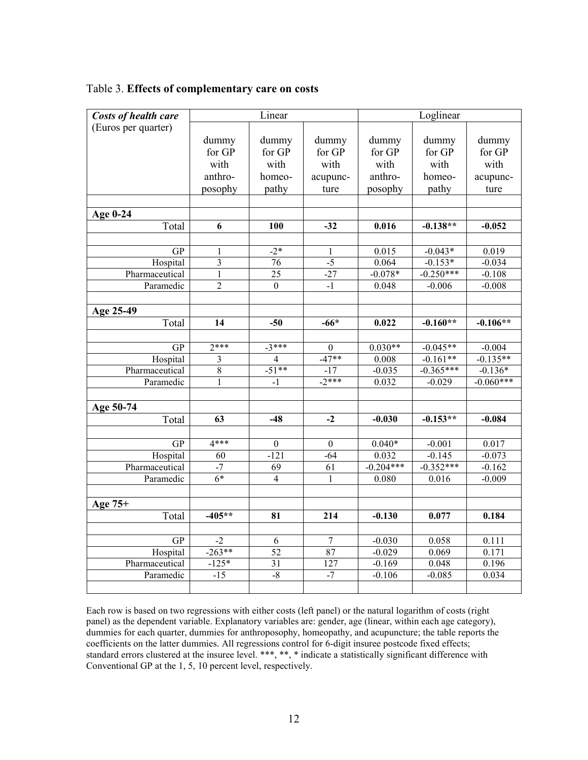Table 3. **Effects of complementary care on costs**

| ***Costs of health care*** (Euros per quarter) | Linear | | | Loglinear | | |
|---|---|---|---|---|---|---|
| | dummy for GP with anthro-posophy | dummy for GP with homeo-pathy | dummy for GP with acupunc-ture | dummy for GP with anthro-posophy | dummy for GP with homeo-pathy | dummy for GP with acupunc-ture |
| **Age 0-24** | | | | | | |
| Total | **6** | **100** | **-32** | **0.016** | **-0.138\*\*** | **-0.052** |
| GP | 1 | -2* | 1 | 0.015 | -0.043* | 0.019 |
| Hospital | 3 | 76 | -5 | 0.064 | -0.153* | -0.034 |
| Pharmaceutical | 1 | 25 | -27 | -0.078* | -0.250*** | -0.108 |
| Paramedic | 2 | 0 | -1 | 0.048 | -0.006 | -0.008 |
| **Age 25-49** | | | | | | |
| Total | **14** | **-50** | **-66\*** | **0.022** | **-0.160\*\*** | **-0.106\*\*** |
| GP | 2*** | -3*** | 0 | 0.030** | -0.045** | -0.004 |
| Hospital | 3 | 4 | -47** | 0.008 | -0.161** | -0.135** |
| Pharmaceutical | 8 | -51** | -17 | -0.035 | -0.365*** | -0.136* |
| Paramedic | 1 | -1 | -2*** | 0.032 | -0.029 | -0.060*** |
| **Age 50-74** | | | | | | |
| Total | **63** | **-48** | **-2** | **-0.030** | **-0.153\*\*** | **-0.084** |
| GP | 4*** | 0 | 0 | 0.040* | -0.001 | 0.017 |
| Hospital | 60 | -121 | -64 | 0.032 | -0.145 | -0.073 |
| Pharmaceutical | -7 | 69 | 61 | -0.204*** | -0.352*** | -0.162 |
| Paramedic | 6* | 4 | 1 | 0.080 | 0.016 | -0.009 |
| **Age 75+** | | | | | | |
| Total | **-405\*\*** | **81** | **214** | **-0.130** | **0.077** | **0.184** |
| GP | -2 | 6 | 7 | -0.030 | 0.058 | 0.111 |
| Hospital | -263** | 52 | 87 | -0.029 | 0.069 | 0.171 |
| Pharmaceutical | -125* | 31 | 127 | -0.169 | 0.048 | 0.196 |
| Paramedic | -15 | -8 | -7 | -0.106 | -0.085 | 0.034 |

Each row is based on two regressions with either costs (left panel) or the natural logarithm of costs (right panel) as the dependent variable. Explanatory variables are: gender, age (linear, within each age category), dummies for each quarter, dummies for anthroposophy, homeopathy, and acupuncture; the table reports the coefficients on the latter dummies. All regressions control for 6-digit insuree postcode fixed effects; standard errors clustered at the insuree level. ***, **, * indicate a statistically significant difference with Conventional GP at the 1, 5, 10 percent level, respectively.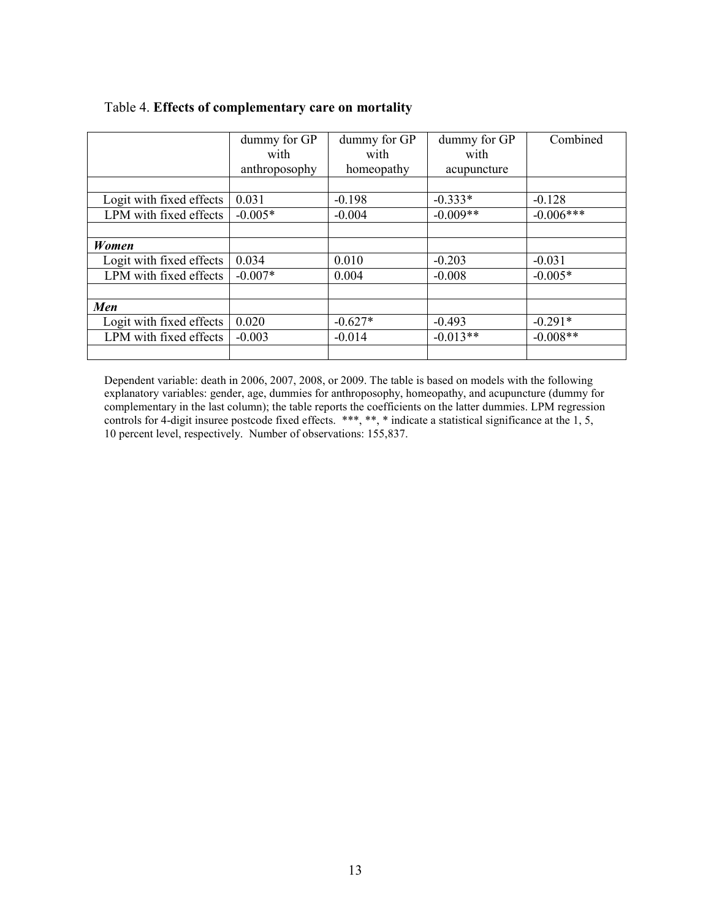Table 4. **Effects of complementary care on mortality**

| | dummy for GP with anthroposophy | dummy for GP with homeopathy | dummy for GP with acupuncture | Combined |
|---|---|---|---|---|
| | | | | |
| Logit with fixed effects | 0.031 | -0.198 | -0.333* | -0.128 |
| LPM with fixed effects | -0.005* | -0.004 | -0.009** | -0.006*** |
| | | | | |
| ***Women*** | | | | |
| Logit with fixed effects | 0.034 | 0.010 | -0.203 | -0.031 |
| LPM with fixed effects | -0.007* | 0.004 | -0.008 | -0.005* |
| | | | | |
| ***Men*** | | | | |
| Logit with fixed effects | 0.020 | -0.627* | -0.493 | -0.291* |
| LPM with fixed effects | -0.003 | -0.014 | -0.013** | -0.008** |
| | | | | |

Dependent variable: death in 2006, 2007, 2008, or 2009. The table is based on models with the following explanatory variables: gender, age, dummies for anthroposophy, homeopathy, and acupuncture (dummy for complementary in the last column); the table reports the coefficients on the latter dummies. LPM regression controls for 4-digit insuree postcode fixed effects. ***, **, * indicate a statistical significance at the 1, 5, 10 percent level, respectively. Number of observations: 155,837.